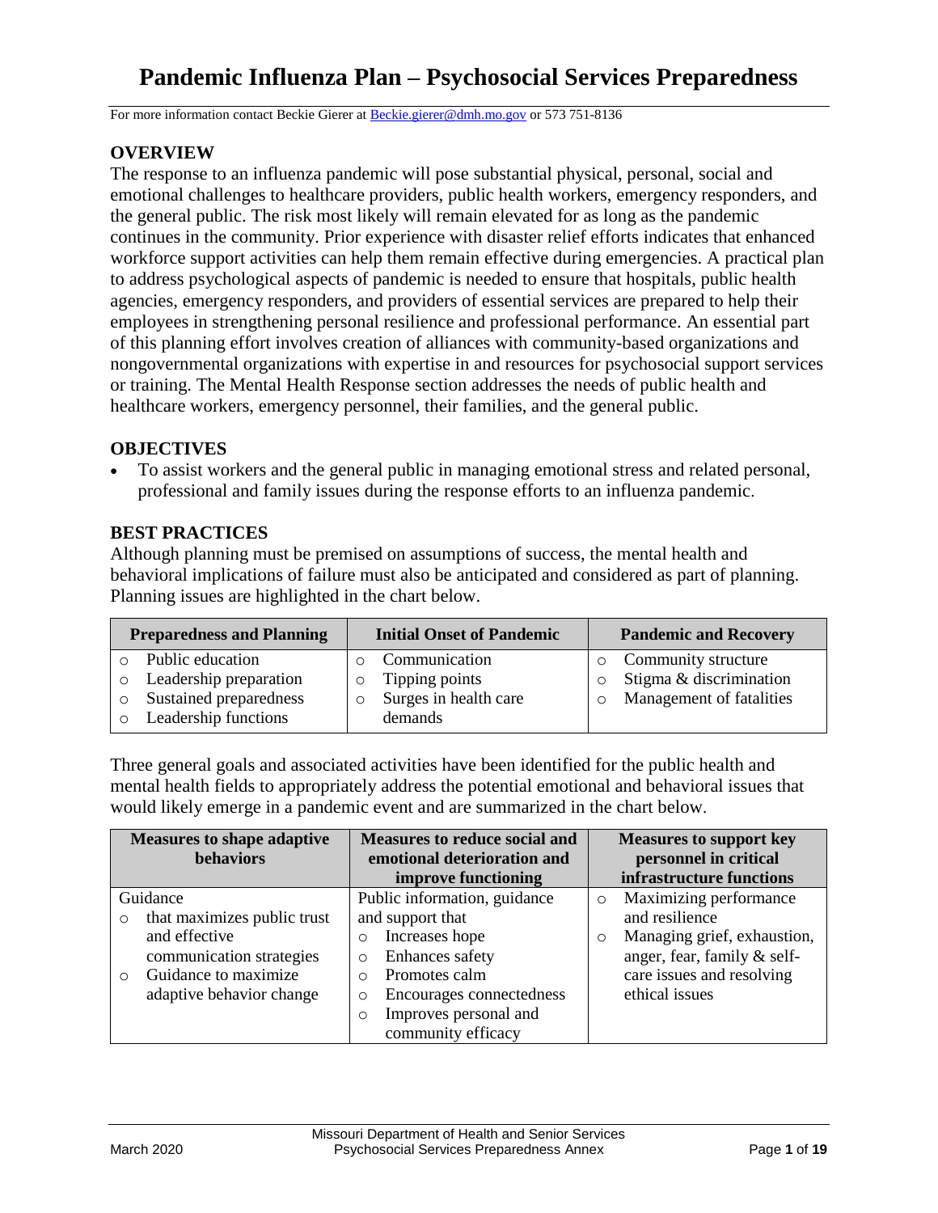# Pandemic Influenza Plan – Psychosocial Services Preparedness

For more information contact Beckie Gierer at Beckie.gierer@dmh.mo.gov or 573 751-8136

## OVERVIEW

The response to an influenza pandemic will pose substantial physical, personal, social and emotional challenges to healthcare providers, public health workers, emergency responders, and the general public. The risk most likely will remain elevated for as long as the pandemic continues in the community. Prior experience with disaster relief efforts indicates that enhanced workforce support activities can help them remain effective during emergencies. A practical plan to address psychological aspects of pandemic is needed to ensure that hospitals, public health agencies, emergency responders, and providers of essential services are prepared to help their employees in strengthening personal resilience and professional performance. An essential part of this planning effort involves creation of alliances with community-based organizations and nongovernmental organizations with expertise in and resources for psychosocial support services or training. The Mental Health Response section addresses the needs of public health and healthcare workers, emergency personnel, their families, and the general public.

## OBJECTIVES

- To assist workers and the general public in managing emotional stress and related personal, professional and family issues during the response efforts to an influenza pandemic.

## BEST PRACTICES

Although planning must be premised on assumptions of success, the mental health and behavioral implications of failure must also be anticipated and considered as part of planning. Planning issues are highlighted in the chart below.

| Preparedness and Planning | Initial Onset of Pandemic | Pandemic and Recovery |
|---|---|---|
| ○ Public education<br>○ Leadership preparation<br>○ Sustained preparedness<br>○ Leadership functions | ○ Communication<br>○ Tipping points<br>○ Surges in health care demands | ○ Community structure<br>○ Stigma & discrimination<br>○ Management of fatalities |

Three general goals and associated activities have been identified for the public health and mental health fields to appropriately address the potential emotional and behavioral issues that would likely emerge in a pandemic event and are summarized in the chart below.

| Measures to shape adaptive behaviors | Measures to reduce social and emotional deterioration and improve functioning | Measures to support key personnel in critical infrastructure functions |
|---|---|---|
| Guidance<br>○ that maximizes public trust and effective communication strategies<br>○ Guidance to maximize adaptive behavior change | Public information, guidance and support that<br>○ Increases hope<br>○ Enhances safety<br>○ Promotes calm<br>○ Encourages connectedness<br>○ Improves personal and community efficacy | ○ Maximizing performance and resilience<br>○ Managing grief, exhaustion, anger, fear, family & self-care issues and resolving ethical issues |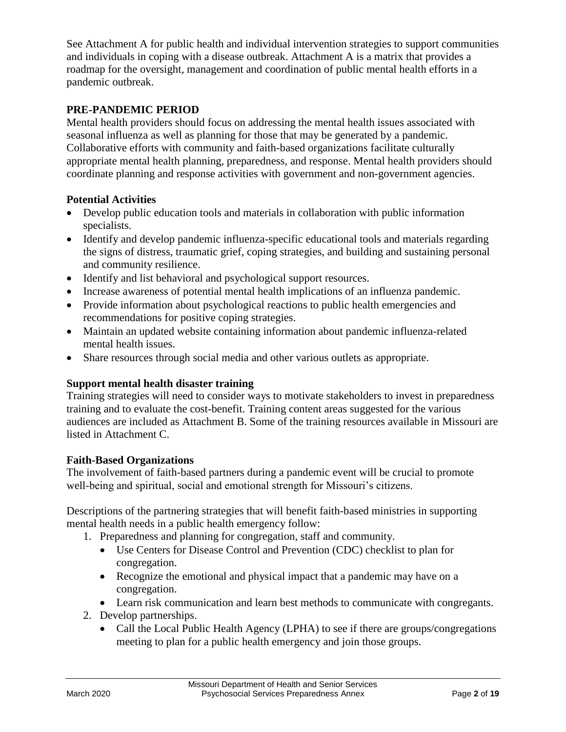See Attachment A for public health and individual intervention strategies to support communities and individuals in coping with a disease outbreak. Attachment A is a matrix that provides a roadmap for the oversight, management and coordination of public mental health efforts in a pandemic outbreak.

## PRE-PANDEMIC PERIOD

Mental health providers should focus on addressing the mental health issues associated with seasonal influenza as well as planning for those that may be generated by a pandemic. Collaborative efforts with community and faith-based organizations facilitate culturally appropriate mental health planning, preparedness, and response. Mental health providers should coordinate planning and response activities with government and non-government agencies.

### Potential Activities

- Develop public education tools and materials in collaboration with public information specialists.
- Identify and develop pandemic influenza-specific educational tools and materials regarding the signs of distress, traumatic grief, coping strategies, and building and sustaining personal and community resilience.
- Identify and list behavioral and psychological support resources.
- Increase awareness of potential mental health implications of an influenza pandemic.
- Provide information about psychological reactions to public health emergencies and recommendations for positive coping strategies.
- Maintain an updated website containing information about pandemic influenza-related mental health issues.
- Share resources through social media and other various outlets as appropriate.

### Support mental health disaster training

Training strategies will need to consider ways to motivate stakeholders to invest in preparedness training and to evaluate the cost-benefit. Training content areas suggested for the various audiences are included as Attachment B. Some of the training resources available in Missouri are listed in Attachment C.

### Faith-Based Organizations

The involvement of faith-based partners during a pandemic event will be crucial to promote well-being and spiritual, social and emotional strength for Missouri's citizens.

Descriptions of the partnering strategies that will benefit faith-based ministries in supporting mental health needs in a public health emergency follow:

1. Preparedness and planning for congregation, staff and community.
   - Use Centers for Disease Control and Prevention (CDC) checklist to plan for congregation.
   - Recognize the emotional and physical impact that a pandemic may have on a congregation.
   - Learn risk communication and learn best methods to communicate with congregants.
2. Develop partnerships.
   - Call the Local Public Health Agency (LPHA) to see if there are groups/congregations meeting to plan for a public health emergency and join those groups.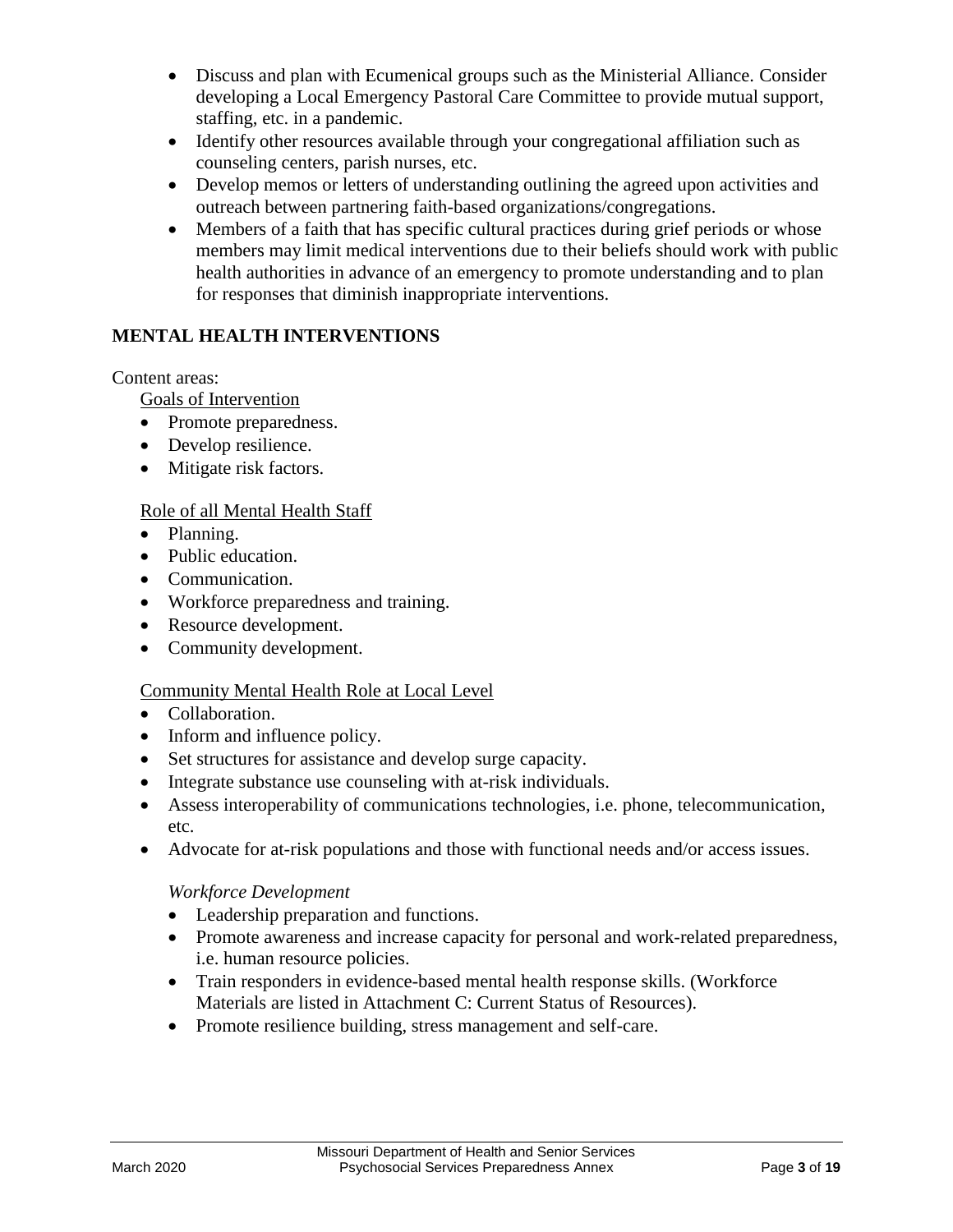- Discuss and plan with Ecumenical groups such as the Ministerial Alliance. Consider developing a Local Emergency Pastoral Care Committee to provide mutual support, staffing, etc. in a pandemic.
- Identify other resources available through your congregational affiliation such as counseling centers, parish nurses, etc.
- Develop memos or letters of understanding outlining the agreed upon activities and outreach between partnering faith-based organizations/congregations.
- Members of a faith that has specific cultural practices during grief periods or whose members may limit medical interventions due to their beliefs should work with public health authorities in advance of an emergency to promote understanding and to plan for responses that diminish inappropriate interventions.

## MENTAL HEALTH INTERVENTIONS

Content areas:

<u>Goals of Intervention</u>

- Promote preparedness.
- Develop resilience.
- Mitigate risk factors.

<u>Role of all Mental Health Staff</u>

- Planning.
- Public education.
- Communication.
- Workforce preparedness and training.
- Resource development.
- Community development.

<u>Community Mental Health Role at Local Level</u>

- Collaboration.
- Inform and influence policy.
- Set structures for assistance and develop surge capacity.
- Integrate substance use counseling with at-risk individuals.
- Assess interoperability of communications technologies, i.e. phone, telecommunication, etc.
- Advocate for at-risk populations and those with functional needs and/or access issues.

*Workforce Development*

- Leadership preparation and functions.
- Promote awareness and increase capacity for personal and work-related preparedness, i.e. human resource policies.
- Train responders in evidence-based mental health response skills. (Workforce Materials are listed in Attachment C: Current Status of Resources).
- Promote resilience building, stress management and self-care.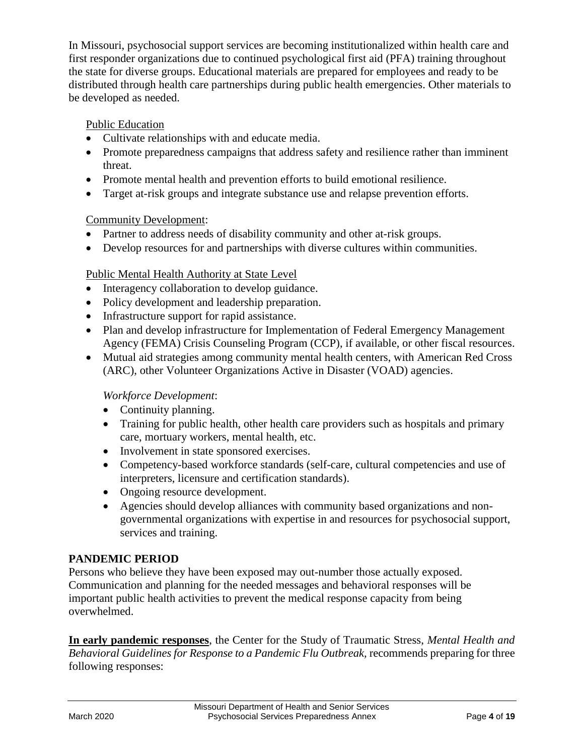In Missouri, psychosocial support services are becoming institutionalized within health care and first responder organizations due to continued psychological first aid (PFA) training throughout the state for diverse groups. Educational materials are prepared for employees and ready to be distributed through health care partnerships during public health emergencies. Other materials to be developed as needed.

<u>Public Education</u>

- Cultivate relationships with and educate media.
- Promote preparedness campaigns that address safety and resilience rather than imminent threat.
- Promote mental health and prevention efforts to build emotional resilience.
- Target at-risk groups and integrate substance use and relapse prevention efforts.

<u>Community Development</u>:

- Partner to address needs of disability community and other at-risk groups.
- Develop resources for and partnerships with diverse cultures within communities.

<u>Public Mental Health Authority at State Level</u>

- Interagency collaboration to develop guidance.
- Policy development and leadership preparation.
- Infrastructure support for rapid assistance.
- Plan and develop infrastructure for Implementation of Federal Emergency Management Agency (FEMA) Crisis Counseling Program (CCP), if available, or other fiscal resources.
- Mutual aid strategies among community mental health centers, with American Red Cross (ARC), other Volunteer Organizations Active in Disaster (VOAD) agencies.

*Workforce Development*:

- Continuity planning.
- Training for public health, other health care providers such as hospitals and primary care, mortuary workers, mental health, etc.
- Involvement in state sponsored exercises.
- Competency-based workforce standards (self-care, cultural competencies and use of interpreters, licensure and certification standards).
- Ongoing resource development.
- Agencies should develop alliances with community based organizations and non-governmental organizations with expertise in and resources for psychosocial support, services and training.

## PANDEMIC PERIOD

Persons who believe they have been exposed may out-number those actually exposed. Communication and planning for the needed messages and behavioral responses will be important public health activities to prevent the medical response capacity from being overwhelmed.

**<u>In early pandemic responses</u>**, the Center for the Study of Traumatic Stress, *Mental Health and Behavioral Guidelines for Response to a Pandemic Flu Outbreak*, recommends preparing for three following responses: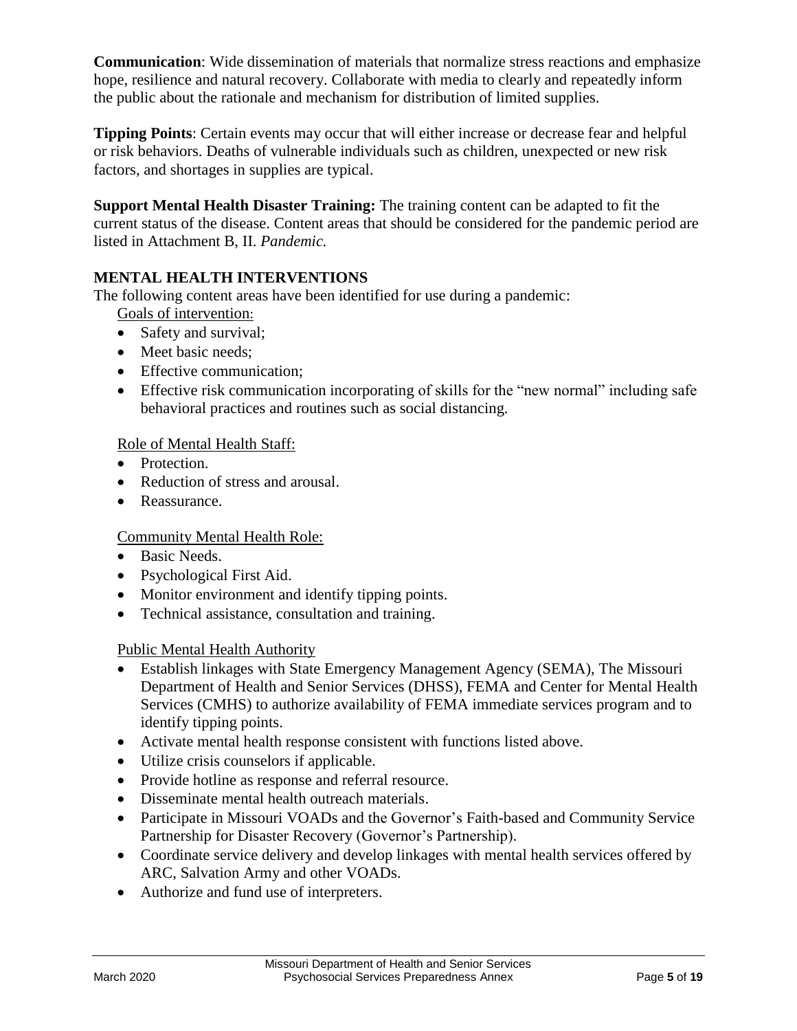**Communication**: Wide dissemination of materials that normalize stress reactions and emphasize hope, resilience and natural recovery. Collaborate with media to clearly and repeatedly inform the public about the rationale and mechanism for distribution of limited supplies.

**Tipping Points**: Certain events may occur that will either increase or decrease fear and helpful or risk behaviors. Deaths of vulnerable individuals such as children, unexpected or new risk factors, and shortages in supplies are typical.

**Support Mental Health Disaster Training:** The training content can be adapted to fit the current status of the disease. Content areas that should be considered for the pandemic period are listed in Attachment B, II. *Pandemic.*

## MENTAL HEALTH INTERVENTIONS

The following content areas have been identified for use during a pandemic:

Goals of intervention:

- Safety and survival;
- Meet basic needs;
- Effective communication;
- Effective risk communication incorporating of skills for the "new normal" including safe behavioral practices and routines such as social distancing.

Role of Mental Health Staff:

- Protection.
- Reduction of stress and arousal.
- Reassurance.

Community Mental Health Role:

- Basic Needs.
- Psychological First Aid.
- Monitor environment and identify tipping points.
- Technical assistance, consultation and training.

Public Mental Health Authority

- Establish linkages with State Emergency Management Agency (SEMA), The Missouri Department of Health and Senior Services (DHSS), FEMA and Center for Mental Health Services (CMHS) to authorize availability of FEMA immediate services program and to identify tipping points.
- Activate mental health response consistent with functions listed above.
- Utilize crisis counselors if applicable.
- Provide hotline as response and referral resource.
- Disseminate mental health outreach materials.
- Participate in Missouri VOADs and the Governor's Faith-based and Community Service Partnership for Disaster Recovery (Governor's Partnership).
- Coordinate service delivery and develop linkages with mental health services offered by ARC, Salvation Army and other VOADs.
- Authorize and fund use of interpreters.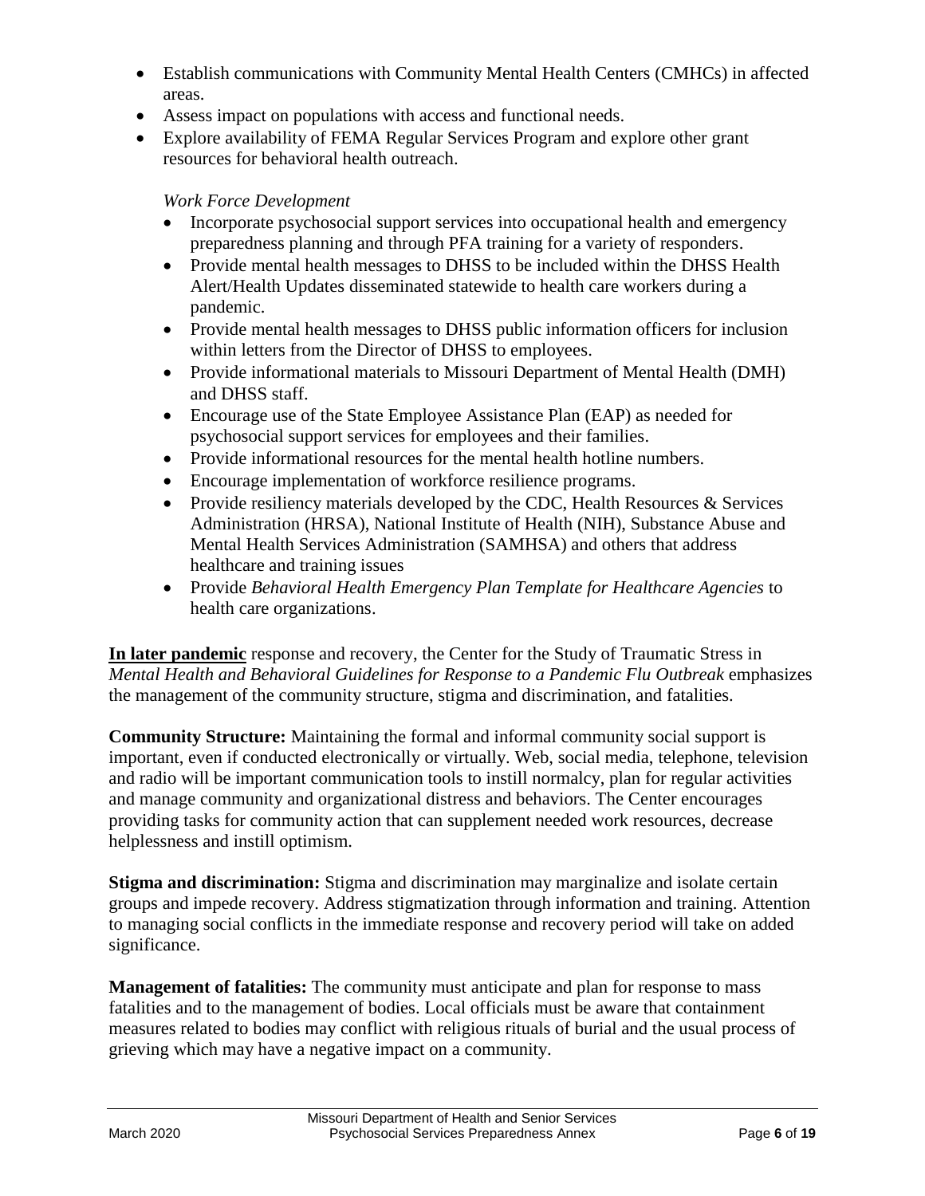- Establish communications with Community Mental Health Centers (CMHCs) in affected areas.
- Assess impact on populations with access and functional needs.
- Explore availability of FEMA Regular Services Program and explore other grant resources for behavioral health outreach.

  *Work Force Development*
  - Incorporate psychosocial support services into occupational health and emergency preparedness planning and through PFA training for a variety of responders.
  - Provide mental health messages to DHSS to be included within the DHSS Health Alert/Health Updates disseminated statewide to health care workers during a pandemic.
  - Provide mental health messages to DHSS public information officers for inclusion within letters from the Director of DHSS to employees.
  - Provide informational materials to Missouri Department of Mental Health (DMH) and DHSS staff.
  - Encourage use of the State Employee Assistance Plan (EAP) as needed for psychosocial support services for employees and their families.
  - Provide informational resources for the mental health hotline numbers.
  - Encourage implementation of workforce resilience programs.
  - Provide resiliency materials developed by the CDC, Health Resources & Services Administration (HRSA), National Institute of Health (NIH), Substance Abuse and Mental Health Services Administration (SAMHSA) and others that address healthcare and training issues
  - Provide *Behavioral Health Emergency Plan Template for Healthcare Agencies* to health care organizations.

**In later pandemic** response and recovery, the Center for the Study of Traumatic Stress in *Mental Health and Behavioral Guidelines for Response to a Pandemic Flu Outbreak* emphasizes the management of the community structure, stigma and discrimination, and fatalities.

**Community Structure:** Maintaining the formal and informal community social support is important, even if conducted electronically or virtually. Web, social media, telephone, television and radio will be important communication tools to instill normalcy, plan for regular activities and manage community and organizational distress and behaviors. The Center encourages providing tasks for community action that can supplement needed work resources, decrease helplessness and instill optimism.

**Stigma and discrimination:** Stigma and discrimination may marginalize and isolate certain groups and impede recovery. Address stigmatization through information and training. Attention to managing social conflicts in the immediate response and recovery period will take on added significance.

**Management of fatalities:** The community must anticipate and plan for response to mass fatalities and to the management of bodies. Local officials must be aware that containment measures related to bodies may conflict with religious rituals of burial and the usual process of grieving which may have a negative impact on a community.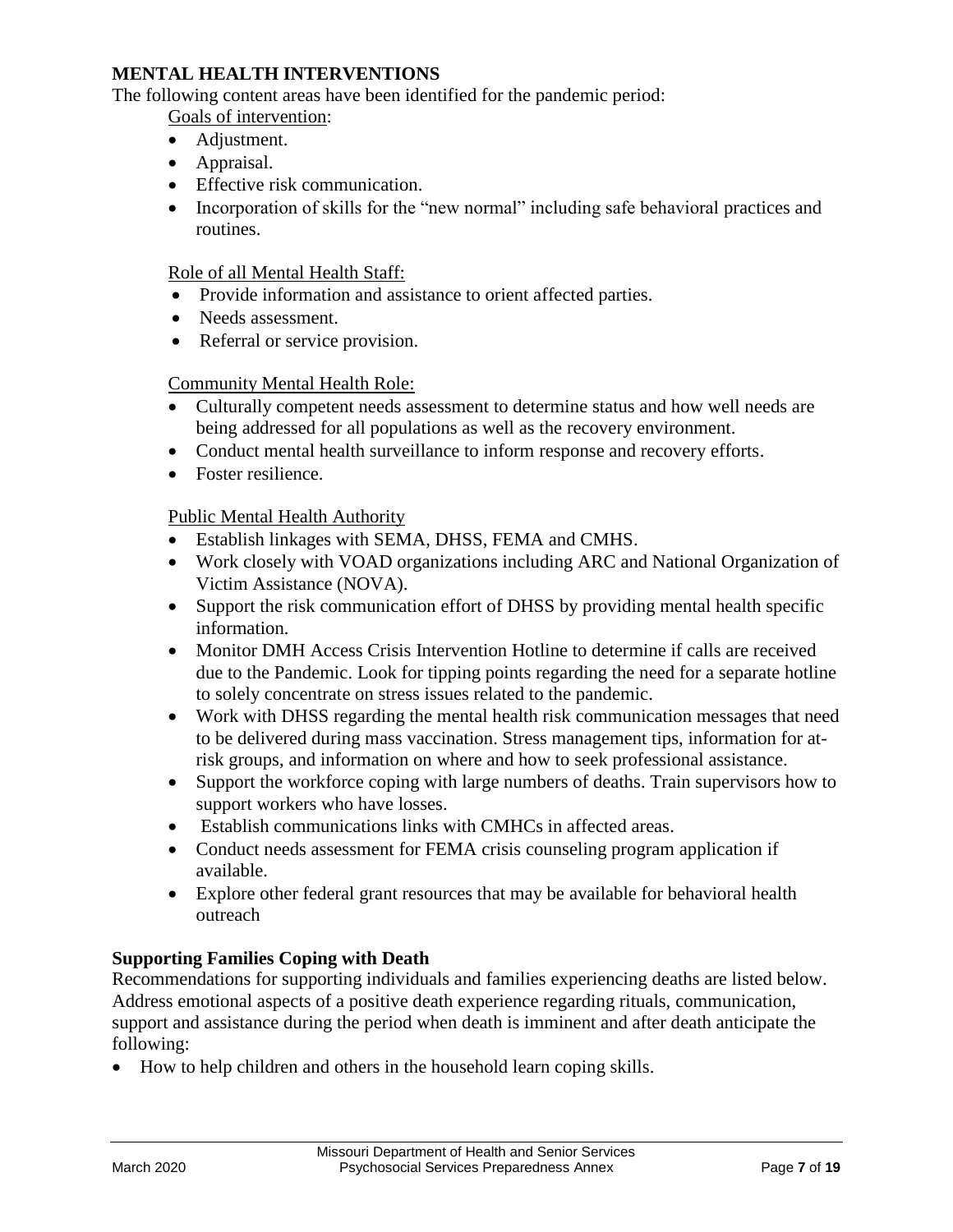## MENTAL HEALTH INTERVENTIONS

The following content areas have been identified for the pandemic period:

Goals of intervention:

- Adjustment.
- Appraisal.
- Effective risk communication.
- Incorporation of skills for the "new normal" including safe behavioral practices and routines.

Role of all Mental Health Staff:

- Provide information and assistance to orient affected parties.
- Needs assessment.
- Referral or service provision.

Community Mental Health Role:

- Culturally competent needs assessment to determine status and how well needs are being addressed for all populations as well as the recovery environment.
- Conduct mental health surveillance to inform response and recovery efforts.
- Foster resilience.

Public Mental Health Authority

- Establish linkages with SEMA, DHSS, FEMA and CMHS.
- Work closely with VOAD organizations including ARC and National Organization of Victim Assistance (NOVA).
- Support the risk communication effort of DHSS by providing mental health specific information.
- Monitor DMH Access Crisis Intervention Hotline to determine if calls are received due to the Pandemic. Look for tipping points regarding the need for a separate hotline to solely concentrate on stress issues related to the pandemic.
- Work with DHSS regarding the mental health risk communication messages that need to be delivered during mass vaccination. Stress management tips, information for at-risk groups, and information on where and how to seek professional assistance.
- Support the workforce coping with large numbers of deaths. Train supervisors how to support workers who have losses.
- Establish communications links with CMHCs in affected areas.
- Conduct needs assessment for FEMA crisis counseling program application if available.
- Explore other federal grant resources that may be available for behavioral health outreach

### Supporting Families Coping with Death

Recommendations for supporting individuals and families experiencing deaths are listed below. Address emotional aspects of a positive death experience regarding rituals, communication, support and assistance during the period when death is imminent and after death anticipate the following:

- How to help children and others in the household learn coping skills.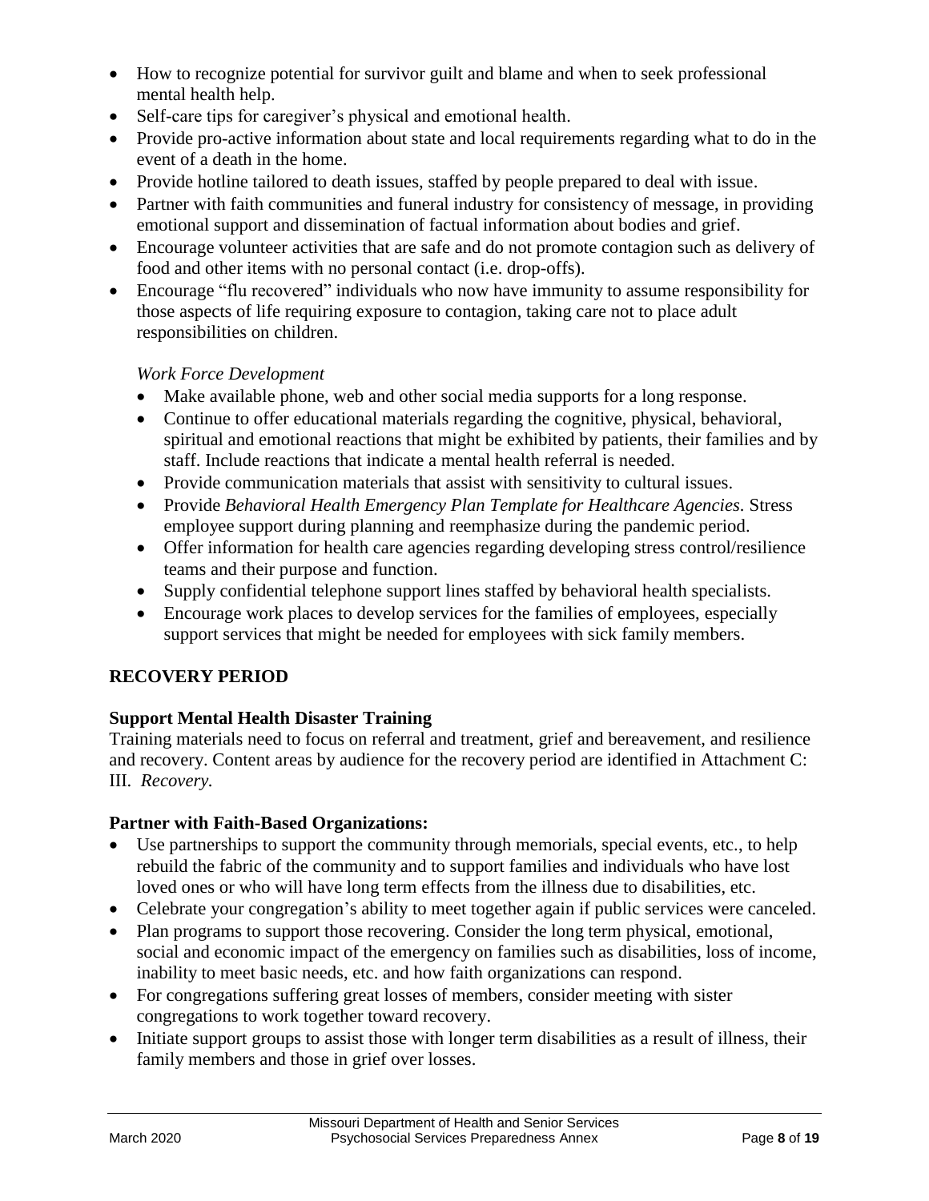- How to recognize potential for survivor guilt and blame and when to seek professional mental health help.
- Self-care tips for caregiver's physical and emotional health.
- Provide pro-active information about state and local requirements regarding what to do in the event of a death in the home.
- Provide hotline tailored to death issues, staffed by people prepared to deal with issue.
- Partner with faith communities and funeral industry for consistency of message, in providing emotional support and dissemination of factual information about bodies and grief.
- Encourage volunteer activities that are safe and do not promote contagion such as delivery of food and other items with no personal contact (i.e. drop-offs).
- Encourage "flu recovered" individuals who now have immunity to assume responsibility for those aspects of life requiring exposure to contagion, taking care not to place adult responsibilities on children.

*Work Force Development*

- Make available phone, web and other social media supports for a long response.
- Continue to offer educational materials regarding the cognitive, physical, behavioral, spiritual and emotional reactions that might be exhibited by patients, their families and by staff. Include reactions that indicate a mental health referral is needed.
- Provide communication materials that assist with sensitivity to cultural issues.
- Provide *Behavioral Health Emergency Plan Template for Healthcare Agencies.* Stress employee support during planning and reemphasize during the pandemic period.
- Offer information for health care agencies regarding developing stress control/resilience teams and their purpose and function.
- Supply confidential telephone support lines staffed by behavioral health specialists.
- Encourage work places to develop services for the families of employees, especially support services that might be needed for employees with sick family members.

## RECOVERY PERIOD

### Support Mental Health Disaster Training

Training materials need to focus on referral and treatment, grief and bereavement, and resilience and recovery. Content areas by audience for the recovery period are identified in Attachment C: III. *Recovery.*

### Partner with Faith-Based Organizations:

- Use partnerships to support the community through memorials, special events, etc., to help rebuild the fabric of the community and to support families and individuals who have lost loved ones or who will have long term effects from the illness due to disabilities, etc.
- Celebrate your congregation's ability to meet together again if public services were canceled.
- Plan programs to support those recovering. Consider the long term physical, emotional, social and economic impact of the emergency on families such as disabilities, loss of income, inability to meet basic needs, etc. and how faith organizations can respond.
- For congregations suffering great losses of members, consider meeting with sister congregations to work together toward recovery.
- Initiate support groups to assist those with longer term disabilities as a result of illness, their family members and those in grief over losses.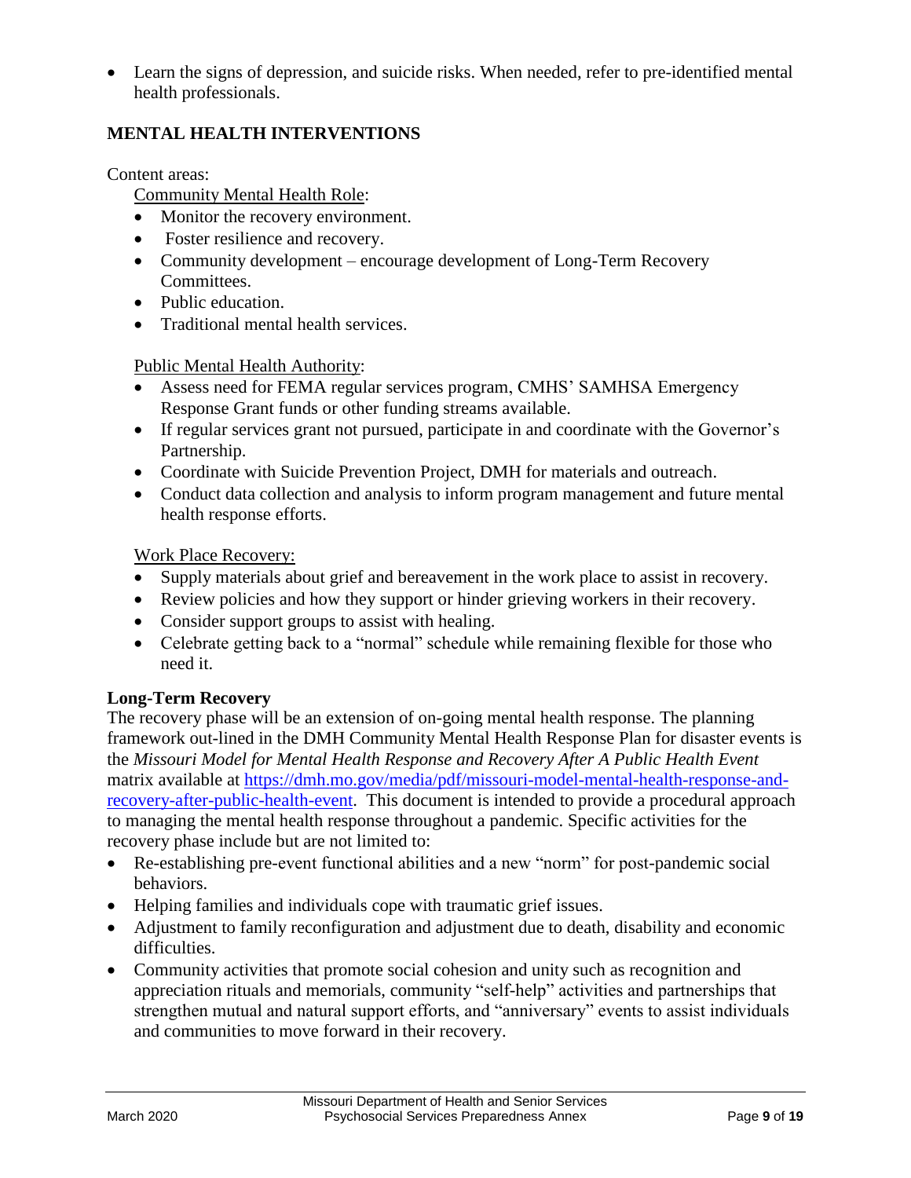- Learn the signs of depression, and suicide risks. When needed, refer to pre-identified mental health professionals.

## MENTAL HEALTH INTERVENTIONS

Content areas:

Community Mental Health Role:

- Monitor the recovery environment.
- Foster resilience and recovery.
- Community development – encourage development of Long-Term Recovery Committees.
- Public education.
- Traditional mental health services.

Public Mental Health Authority:

- Assess need for FEMA regular services program, CMHS' SAMHSA Emergency Response Grant funds or other funding streams available.
- If regular services grant not pursued, participate in and coordinate with the Governor's Partnership.
- Coordinate with Suicide Prevention Project, DMH for materials and outreach.
- Conduct data collection and analysis to inform program management and future mental health response efforts.

Work Place Recovery:

- Supply materials about grief and bereavement in the work place to assist in recovery.
- Review policies and how they support or hinder grieving workers in their recovery.
- Consider support groups to assist with healing.
- Celebrate getting back to a "normal" schedule while remaining flexible for those who need it.

### Long-Term Recovery

The recovery phase will be an extension of on-going mental health response. The planning framework out-lined in the DMH Community Mental Health Response Plan for disaster events is the *Missouri Model for Mental Health Response and Recovery After A Public Health Event* matrix available at [https://dmh.mo.gov/media/pdf/missouri-model-mental-health-response-and-recovery-after-public-health-event](https://dmh.mo.gov/media/pdf/missouri-model-mental-health-response-and-recovery-after-public-health-event). This document is intended to provide a procedural approach to managing the mental health response throughout a pandemic. Specific activities for the recovery phase include but are not limited to:

- Re-establishing pre-event functional abilities and a new "norm" for post-pandemic social behaviors.
- Helping families and individuals cope with traumatic grief issues.
- Adjustment to family reconfiguration and adjustment due to death, disability and economic difficulties.
- Community activities that promote social cohesion and unity such as recognition and appreciation rituals and memorials, community "self-help" activities and partnerships that strengthen mutual and natural support efforts, and "anniversary" events to assist individuals and communities to move forward in their recovery.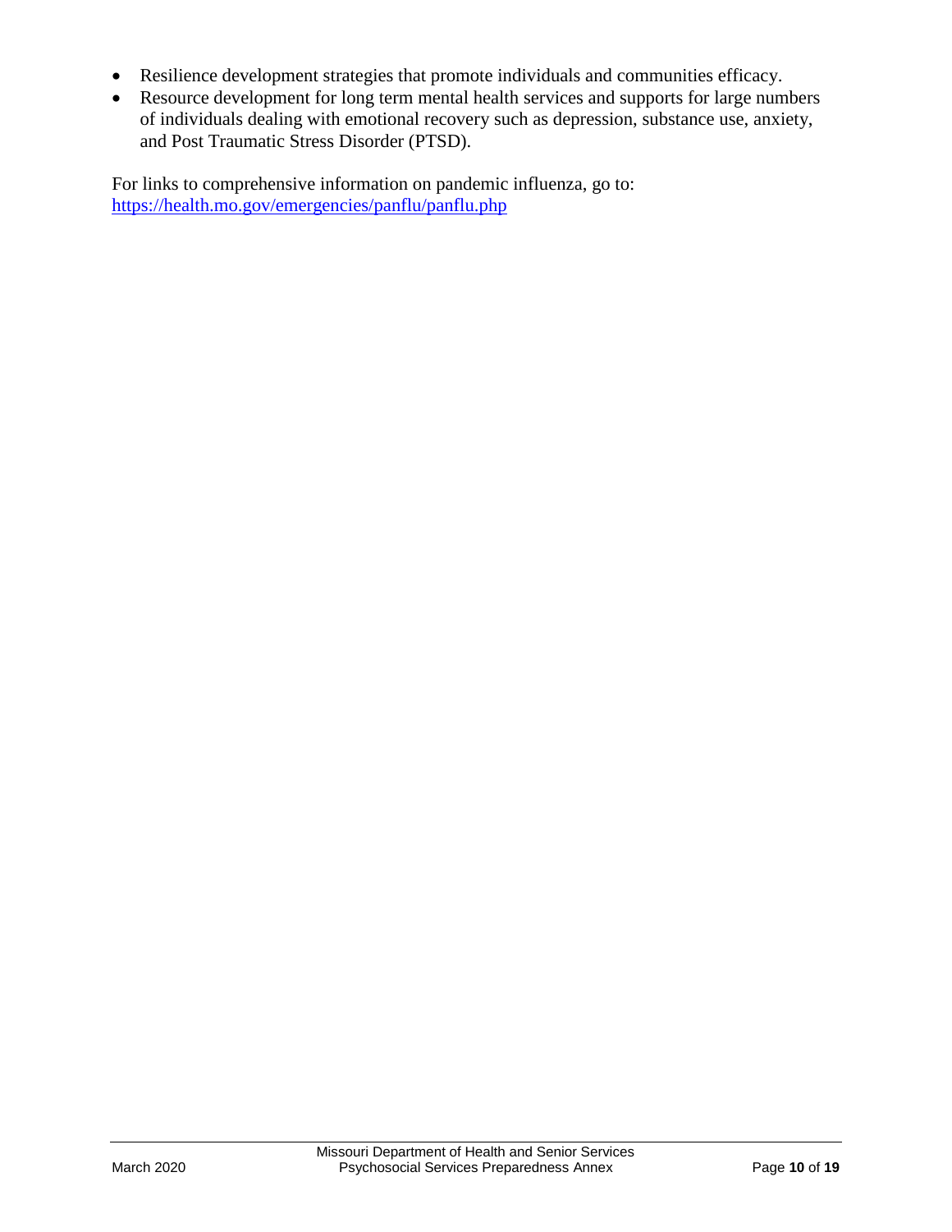- Resilience development strategies that promote individuals and communities efficacy.
- Resource development for long term mental health services and supports for large numbers of individuals dealing with emotional recovery such as depression, substance use, anxiety, and Post Traumatic Stress Disorder (PTSD).

For links to comprehensive information on pandemic influenza, go to: [https://health.mo.gov/emergencies/panflu/panflu.php](https://health.mo.gov/emergencies/panflu/panflu.php)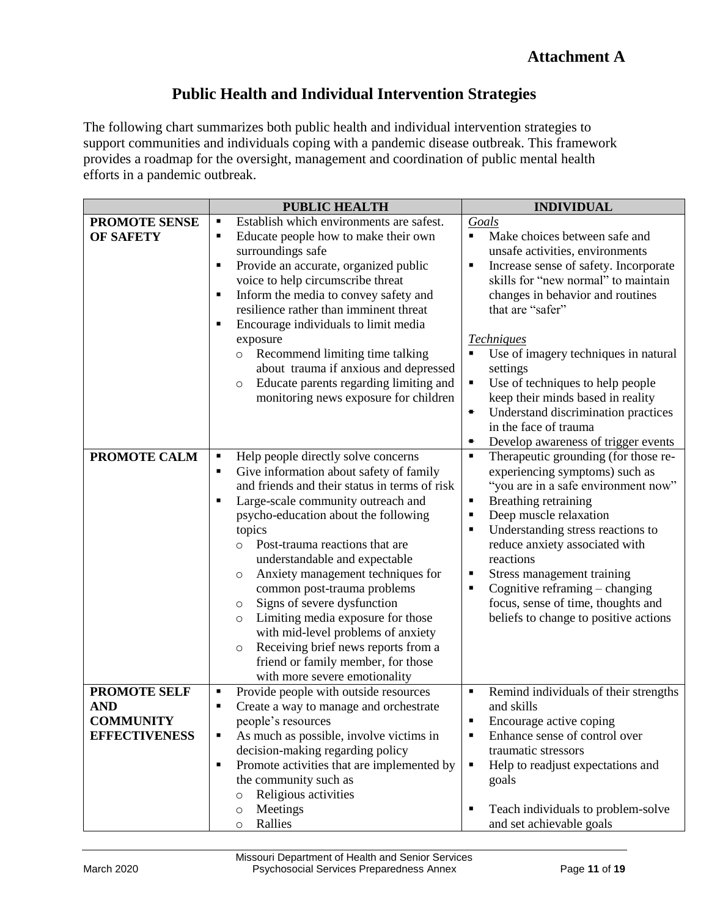# Attachment A

## Public Health and Individual Intervention Strategies

The following chart summarizes both public health and individual intervention strategies to support communities and individuals coping with a pandemic disease outbreak. This framework provides a roadmap for the oversight, management and coordination of public mental health efforts in a pandemic outbreak.

| | PUBLIC HEALTH | INDIVIDUAL |
|---|---|---|
| **PROMOTE SENSE OF SAFETY** | ▪ Establish which environments are safest.<br>▪ Educate people how to make their own surroundings safe<br>▪ Provide an accurate, organized public voice to help circumscribe threat<br>▪ Inform the media to convey safety and resilience rather than imminent threat<br>▪ Encourage individuals to limit media exposure<br>&nbsp;&nbsp;○ Recommend limiting time talking about trauma if anxious and depressed<br>&nbsp;&nbsp;○ Educate parents regarding limiting and monitoring news exposure for children | *Goals*<br>▪ Make choices between safe and unsafe activities, environments<br>▪ Increase sense of safety. Incorporate skills for "new normal" to maintain changes in behavior and routines that are "safer"<br><br>*Techniques*<br>▪ Use of imagery techniques in natural settings<br>▪ Use of techniques to help people keep their minds based in reality<br>▪ Understand discrimination practices in the face of trauma<br>▪ Develop awareness of trigger events |
| **PROMOTE CALM** | ▪ Help people directly solve concerns<br>▪ Give information about safety of family and friends and their status in terms of risk<br>▪ Large-scale community outreach and psycho-education about the following topics<br>&nbsp;&nbsp;○ Post-trauma reactions that are understandable and expectable<br>&nbsp;&nbsp;○ Anxiety management techniques for common post-trauma problems<br>&nbsp;&nbsp;○ Signs of severe dysfunction<br>&nbsp;&nbsp;○ Limiting media exposure for those with mid-level problems of anxiety<br>&nbsp;&nbsp;○ Receiving brief news reports from a friend or family member, for those with more severe emotionality | ▪ Therapeutic grounding (for those re-experiencing symptoms) such as "you are in a safe environment now"<br>▪ Breathing retraining<br>▪ Deep muscle relaxation<br>▪ Understanding stress reactions to reduce anxiety associated with reactions<br>▪ Stress management training<br>▪ Cognitive reframing – changing focus, sense of time, thoughts and beliefs to change to positive actions |
| **PROMOTE SELF AND COMMUNITY EFFECTIVENESS** | ▪ Provide people with outside resources<br>▪ Create a way to manage and orchestrate people's resources<br>▪ As much as possible, involve victims in decision-making regarding policy<br>▪ Promote activities that are implemented by the community such as<br>&nbsp;&nbsp;○ Religious activities<br>&nbsp;&nbsp;○ Meetings<br>&nbsp;&nbsp;○ Rallies | ▪ Remind individuals of their strengths and skills<br>▪ Encourage active coping<br>▪ Enhance sense of control over traumatic stressors<br>▪ Help to readjust expectations and goals<br><br>▪ Teach individuals to problem-solve and set achievable goals |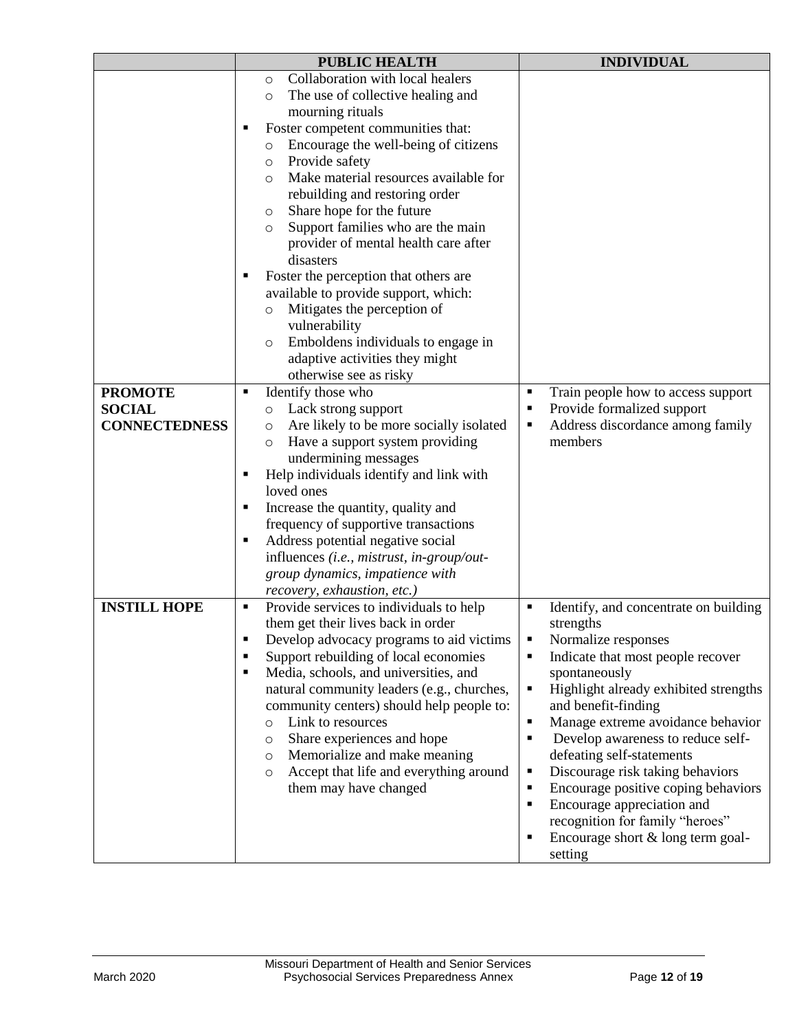| | PUBLIC HEALTH | INDIVIDUAL |
|---|---|---|
| | ○ Collaboration with local healers<br>○ The use of collective healing and mourning rituals<br>▪ Foster competent communities that:<br>○ Encourage the well-being of citizens<br>○ Provide safety<br>○ Make material resources available for rebuilding and restoring order<br>○ Share hope for the future<br>○ Support families who are the main provider of mental health care after disasters<br>▪ Foster the perception that others are available to provide support, which:<br>○ Mitigates the perception of vulnerability<br>○ Emboldens individuals to engage in adaptive activities they might otherwise see as risky | |
| **PROMOTE SOCIAL CONNECTEDNESS** | ▪ Identify those who<br>○ Lack strong support<br>○ Are likely to be more socially isolated<br>○ Have a support system providing undermining messages<br>▪ Help individuals identify and link with loved ones<br>▪ Increase the quantity, quality and frequency of supportive transactions<br>▪ Address potential negative social influences *(i.e., mistrust, in-group/out-group dynamics, impatience with recovery, exhaustion, etc.)* | ▪ Train people how to access support<br>▪ Provide formalized support<br>▪ Address discordance among family members |
| **INSTILL HOPE** | ▪ Provide services to individuals to help them get their lives back in order<br>▪ Develop advocacy programs to aid victims<br>▪ Support rebuilding of local economies<br>▪ Media, schools, and universities, and natural community leaders (e.g., churches, community centers) should help people to:<br>○ Link to resources<br>○ Share experiences and hope<br>○ Memorialize and make meaning<br>○ Accept that life and everything around them may have changed | ▪ Identify, and concentrate on building strengths<br>▪ Normalize responses<br>▪ Indicate that most people recover spontaneously<br>▪ Highlight already exhibited strengths and benefit-finding<br>▪ Manage extreme avoidance behavior<br>▪ Develop awareness to reduce self-defeating self-statements<br>▪ Discourage risk taking behaviors<br>▪ Encourage positive coping behaviors<br>▪ Encourage appreciation and recognition for family "heroes"<br>▪ Encourage short & long term goal-setting |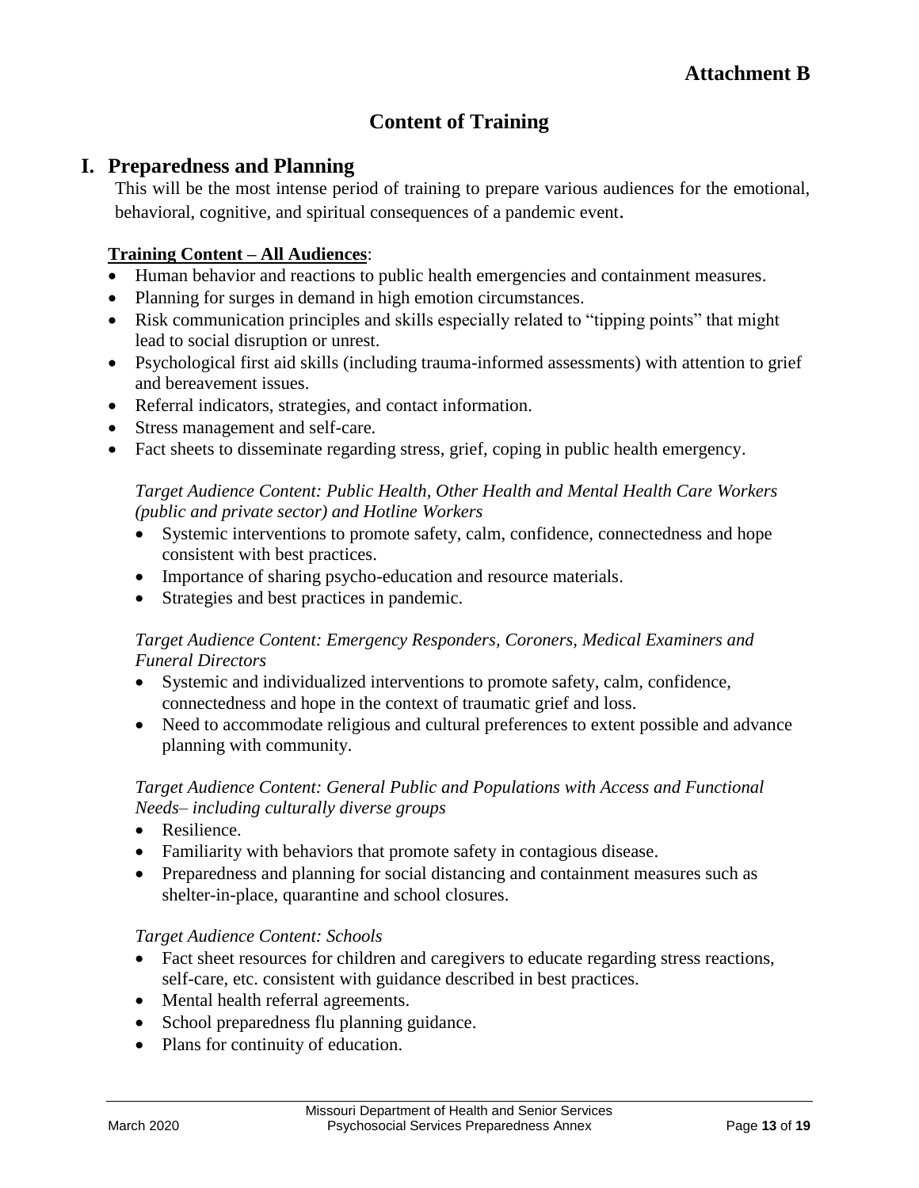**Attachment B**

# Content of Training

## I. Preparedness and Planning

This will be the most intense period of training to prepare various audiences for the emotional, behavioral, cognitive, and spiritual consequences of a pandemic event.

**<u>Training Content – All Audiences</u>**:

- Human behavior and reactions to public health emergencies and containment measures.
- Planning for surges in demand in high emotion circumstances.
- Risk communication principles and skills especially related to "tipping points" that might lead to social disruption or unrest.
- Psychological first aid skills (including trauma-informed assessments) with attention to grief and bereavement issues.
- Referral indicators, strategies, and contact information.
- Stress management and self-care.
- Fact sheets to disseminate regarding stress, grief, coping in public health emergency.

*Target Audience Content: Public Health, Other Health and Mental Health Care Workers (public and private sector) and Hotline Workers*

- Systemic interventions to promote safety, calm, confidence, connectedness and hope consistent with best practices.
- Importance of sharing psycho-education and resource materials.
- Strategies and best practices in pandemic.

*Target Audience Content: Emergency Responders, Coroners, Medical Examiners and Funeral Directors*

- Systemic and individualized interventions to promote safety, calm, confidence, connectedness and hope in the context of traumatic grief and loss.
- Need to accommodate religious and cultural preferences to extent possible and advance planning with community.

*Target Audience Content: General Public and Populations with Access and Functional Needs– including culturally diverse groups*

- Resilience.
- Familiarity with behaviors that promote safety in contagious disease.
- Preparedness and planning for social distancing and containment measures such as shelter-in-place, quarantine and school closures.

*Target Audience Content: Schools*

- Fact sheet resources for children and caregivers to educate regarding stress reactions, self-care, etc. consistent with guidance described in best practices.
- Mental health referral agreements.
- School preparedness flu planning guidance.
- Plans for continuity of education.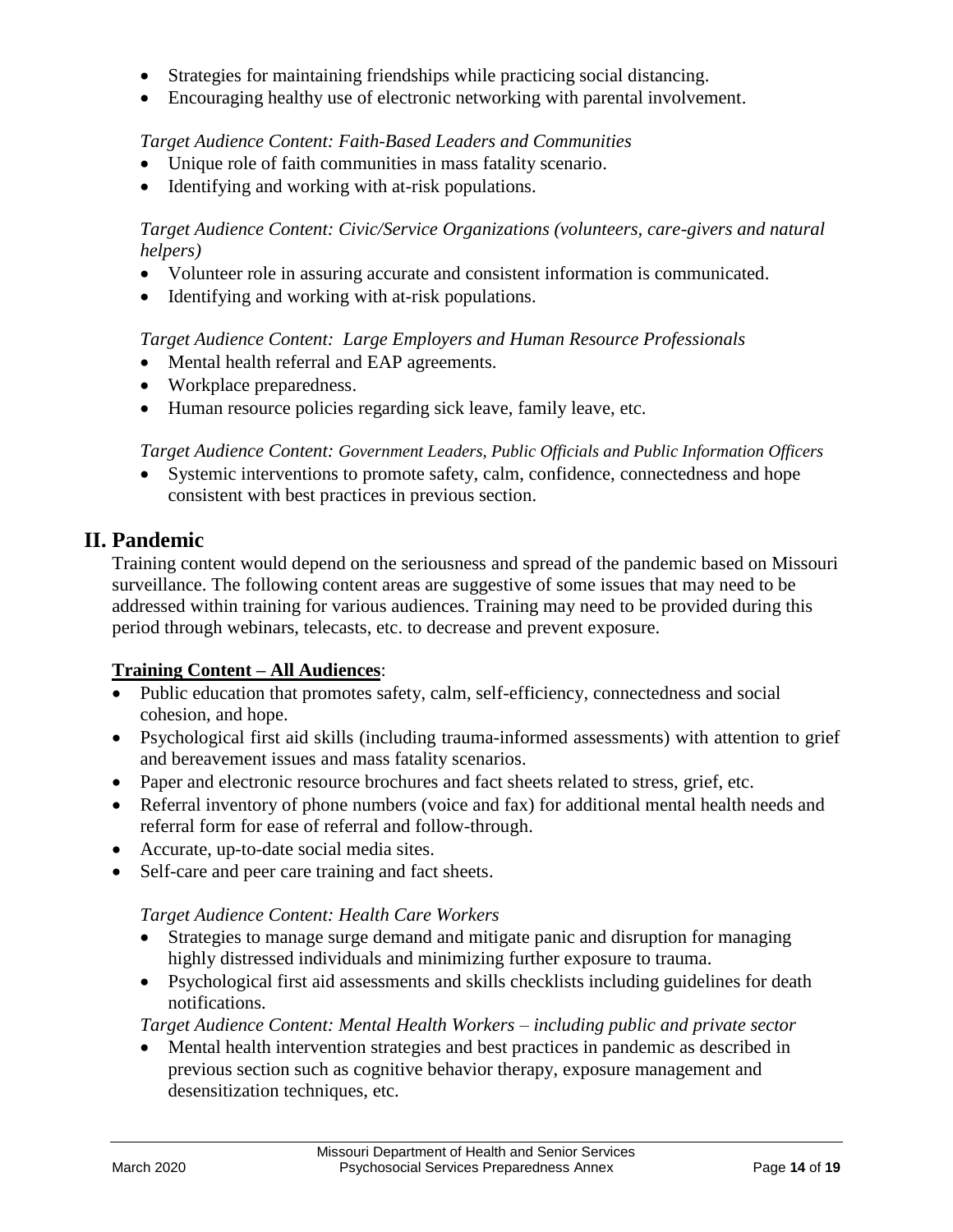- Strategies for maintaining friendships while practicing social distancing.
- Encouraging healthy use of electronic networking with parental involvement.

*Target Audience Content: Faith-Based Leaders and Communities*

- Unique role of faith communities in mass fatality scenario.
- Identifying and working with at-risk populations.

*Target Audience Content: Civic/Service Organizations (volunteers, care-givers and natural helpers)*

- Volunteer role in assuring accurate and consistent information is communicated.
- Identifying and working with at-risk populations.

*Target Audience Content: Large Employers and Human Resource Professionals*

- Mental health referral and EAP agreements.
- Workplace preparedness.
- Human resource policies regarding sick leave, family leave, etc.

*Target Audience Content: Government Leaders, Public Officials and Public Information Officers*

- Systemic interventions to promote safety, calm, confidence, connectedness and hope consistent with best practices in previous section.

## II. Pandemic

Training content would depend on the seriousness and spread of the pandemic based on Missouri surveillance. The following content areas are suggestive of some issues that may need to be addressed within training for various audiences. Training may need to be provided during this period through webinars, telecasts, etc. to decrease and prevent exposure.

**Training Content – All Audiences**:

- Public education that promotes safety, calm, self-efficiency, connectedness and social cohesion, and hope.
- Psychological first aid skills (including trauma-informed assessments) with attention to grief and bereavement issues and mass fatality scenarios.
- Paper and electronic resource brochures and fact sheets related to stress, grief, etc.
- Referral inventory of phone numbers (voice and fax) for additional mental health needs and referral form for ease of referral and follow-through.
- Accurate, up-to-date social media sites.
- Self-care and peer care training and fact sheets.

*Target Audience Content: Health Care Workers*

- Strategies to manage surge demand and mitigate panic and disruption for managing highly distressed individuals and minimizing further exposure to trauma.
- Psychological first aid assessments and skills checklists including guidelines for death notifications.

*Target Audience Content: Mental Health Workers – including public and private sector*

- Mental health intervention strategies and best practices in pandemic as described in previous section such as cognitive behavior therapy, exposure management and desensitization techniques, etc.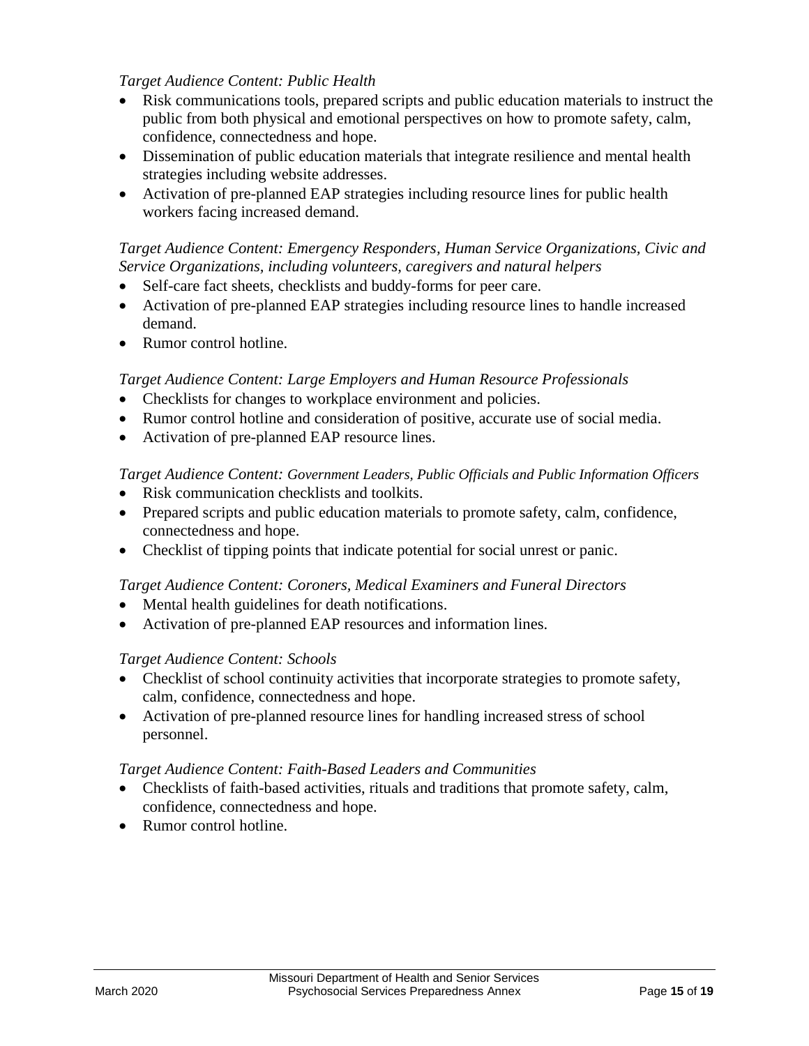*Target Audience Content: Public Health*

- Risk communications tools, prepared scripts and public education materials to instruct the public from both physical and emotional perspectives on how to promote safety, calm, confidence, connectedness and hope.
- Dissemination of public education materials that integrate resilience and mental health strategies including website addresses.
- Activation of pre-planned EAP strategies including resource lines for public health workers facing increased demand.

*Target Audience Content: Emergency Responders, Human Service Organizations, Civic and Service Organizations, including volunteers, caregivers and natural helpers*

- Self-care fact sheets, checklists and buddy-forms for peer care.
- Activation of pre-planned EAP strategies including resource lines to handle increased demand.
- Rumor control hotline.

*Target Audience Content: Large Employers and Human Resource Professionals*

- Checklists for changes to workplace environment and policies.
- Rumor control hotline and consideration of positive, accurate use of social media.
- Activation of pre-planned EAP resource lines.

*Target Audience Content: Government Leaders, Public Officials and Public Information Officers*

- Risk communication checklists and toolkits.
- Prepared scripts and public education materials to promote safety, calm, confidence, connectedness and hope.
- Checklist of tipping points that indicate potential for social unrest or panic.

*Target Audience Content: Coroners, Medical Examiners and Funeral Directors*

- Mental health guidelines for death notifications.
- Activation of pre-planned EAP resources and information lines.

*Target Audience Content: Schools*

- Checklist of school continuity activities that incorporate strategies to promote safety, calm, confidence, connectedness and hope.
- Activation of pre-planned resource lines for handling increased stress of school personnel.

*Target Audience Content: Faith-Based Leaders and Communities*

- Checklists of faith-based activities, rituals and traditions that promote safety, calm, confidence, connectedness and hope.
- Rumor control hotline.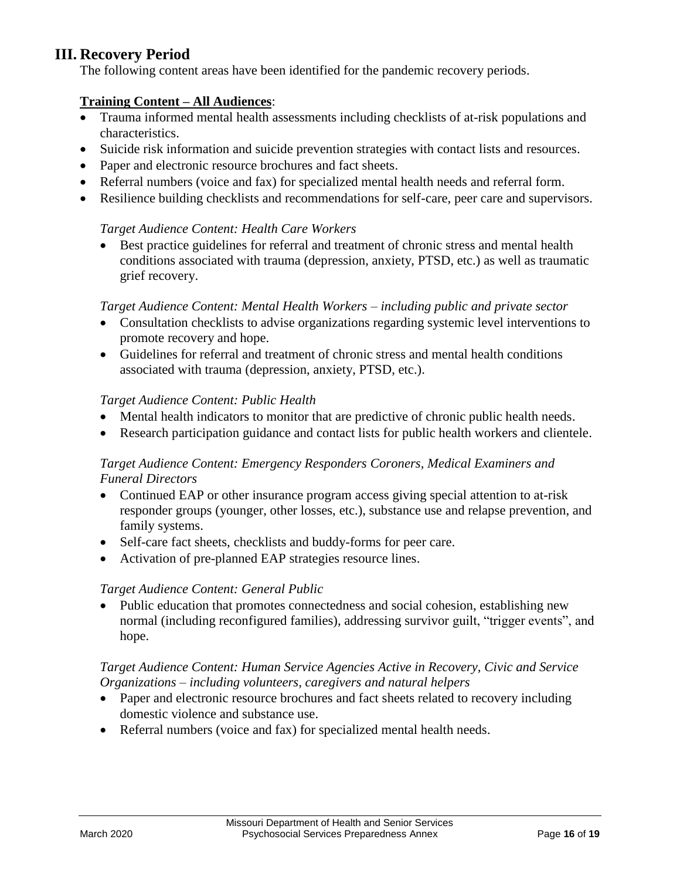## III. Recovery Period

The following content areas have been identified for the pandemic recovery periods.

**Training Content – All Audiences**:

- Trauma informed mental health assessments including checklists of at-risk populations and characteristics.
- Suicide risk information and suicide prevention strategies with contact lists and resources.
- Paper and electronic resource brochures and fact sheets.
- Referral numbers (voice and fax) for specialized mental health needs and referral form.
- Resilience building checklists and recommendations for self-care, peer care and supervisors.

*Target Audience Content: Health Care Workers*

- Best practice guidelines for referral and treatment of chronic stress and mental health conditions associated with trauma (depression, anxiety, PTSD, etc.) as well as traumatic grief recovery.

*Target Audience Content: Mental Health Workers – including public and private sector*

- Consultation checklists to advise organizations regarding systemic level interventions to promote recovery and hope.
- Guidelines for referral and treatment of chronic stress and mental health conditions associated with trauma (depression, anxiety, PTSD, etc.).

*Target Audience Content: Public Health*

- Mental health indicators to monitor that are predictive of chronic public health needs.
- Research participation guidance and contact lists for public health workers and clientele.

*Target Audience Content: Emergency Responders Coroners, Medical Examiners and Funeral Directors*

- Continued EAP or other insurance program access giving special attention to at-risk responder groups (younger, other losses, etc.), substance use and relapse prevention, and family systems.
- Self-care fact sheets, checklists and buddy-forms for peer care.
- Activation of pre-planned EAP strategies resource lines.

*Target Audience Content: General Public*

- Public education that promotes connectedness and social cohesion, establishing new normal (including reconfigured families), addressing survivor guilt, "trigger events", and hope.

*Target Audience Content: Human Service Agencies Active in Recovery, Civic and Service Organizations – including volunteers, caregivers and natural helpers*

- Paper and electronic resource brochures and fact sheets related to recovery including domestic violence and substance use.
- Referral numbers (voice and fax) for specialized mental health needs.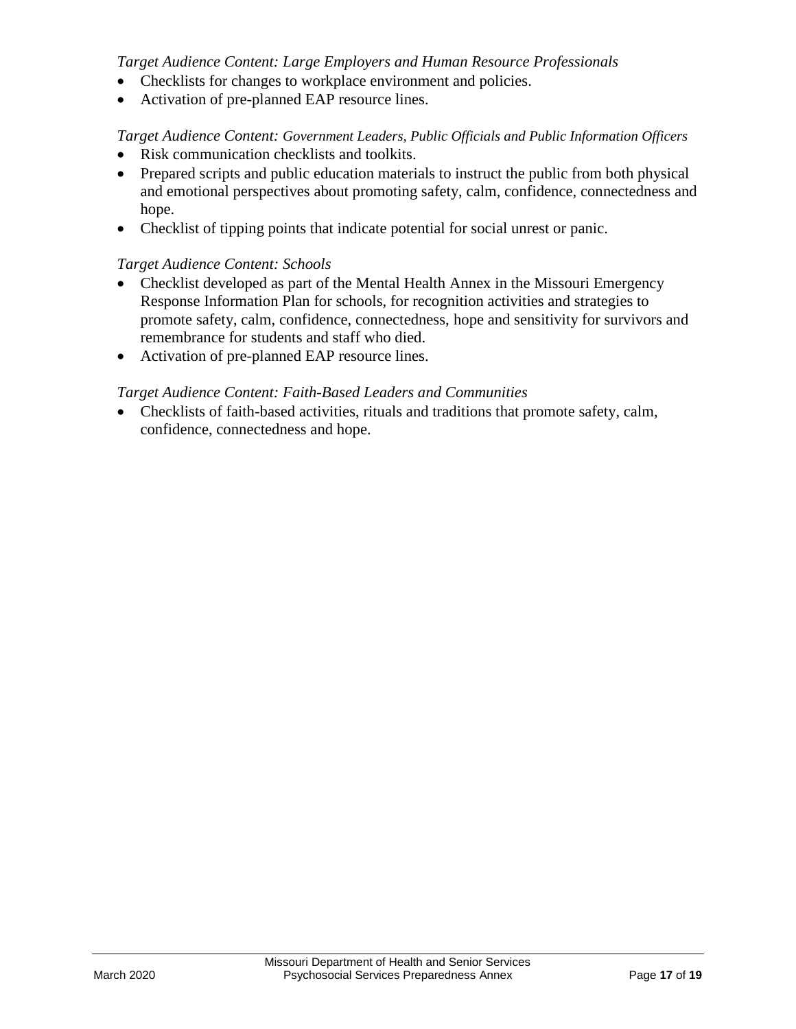*Target Audience Content: Large Employers and Human Resource Professionals*

- Checklists for changes to workplace environment and policies.
- Activation of pre-planned EAP resource lines.

*Target Audience Content: Government Leaders, Public Officials and Public Information Officers*

- Risk communication checklists and toolkits.
- Prepared scripts and public education materials to instruct the public from both physical and emotional perspectives about promoting safety, calm, confidence, connectedness and hope.
- Checklist of tipping points that indicate potential for social unrest or panic.

*Target Audience Content: Schools*

- Checklist developed as part of the Mental Health Annex in the Missouri Emergency Response Information Plan for schools, for recognition activities and strategies to promote safety, calm, confidence, connectedness, hope and sensitivity for survivors and remembrance for students and staff who died.
- Activation of pre-planned EAP resource lines.

*Target Audience Content: Faith-Based Leaders and Communities*

- Checklists of faith-based activities, rituals and traditions that promote safety, calm, confidence, connectedness and hope.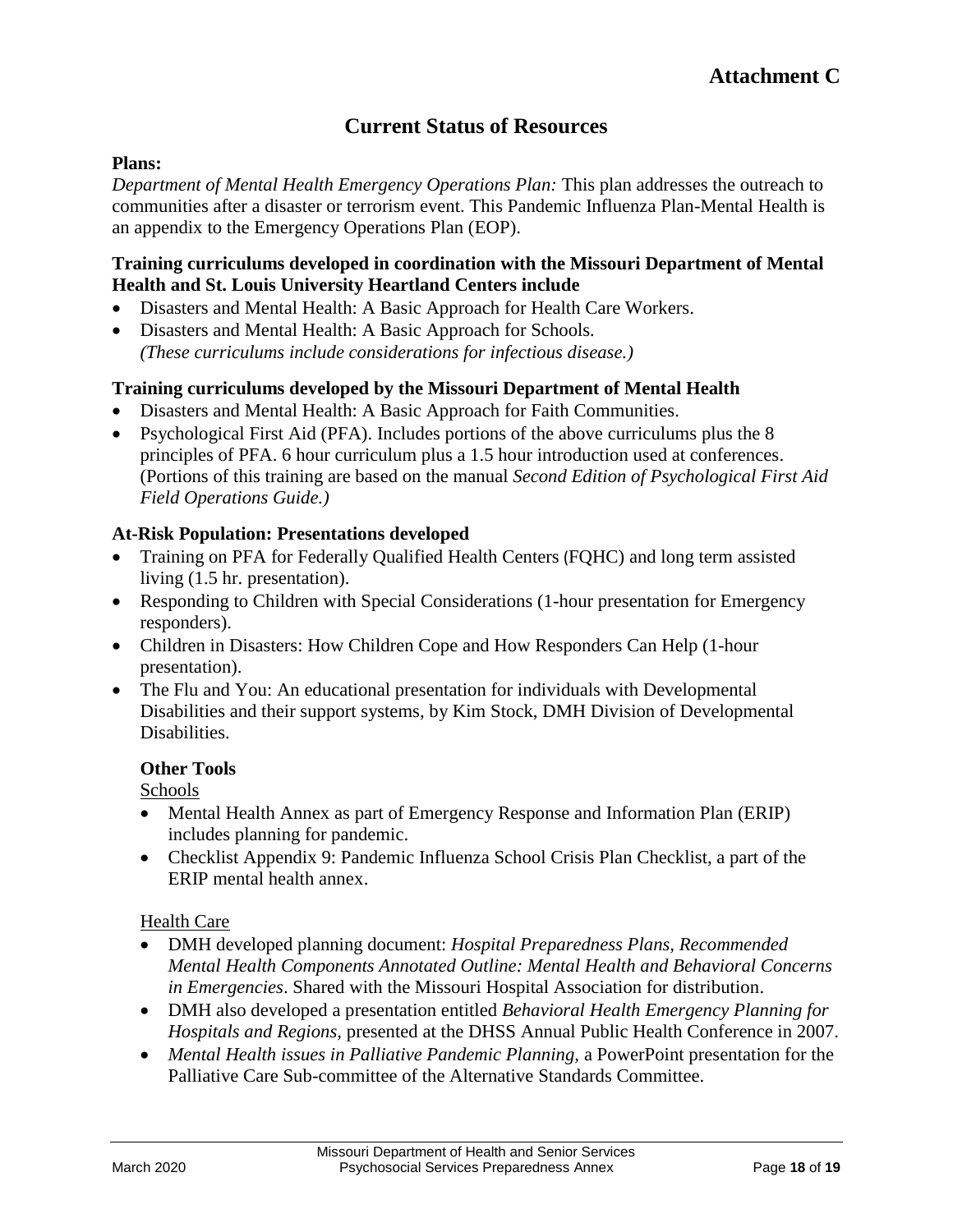# Attachment C

## Current Status of Resources

**Plans:**

*Department of Mental Health Emergency Operations Plan:* This plan addresses the outreach to communities after a disaster or terrorism event. This Pandemic Influenza Plan-Mental Health is an appendix to the Emergency Operations Plan (EOP).

**Training curriculums developed in coordination with the Missouri Department of Mental Health and St. Louis University Heartland Centers include**

- Disasters and Mental Health: A Basic Approach for Health Care Workers.
- Disasters and Mental Health: A Basic Approach for Schools.
  *(These curriculums include considerations for infectious disease.)*

**Training curriculums developed by the Missouri Department of Mental Health**

- Disasters and Mental Health: A Basic Approach for Faith Communities.
- Psychological First Aid (PFA). Includes portions of the above curriculums plus the 8 principles of PFA. 6 hour curriculum plus a 1.5 hour introduction used at conferences. (Portions of this training are based on the manual *Second Edition of Psychological First Aid Field Operations Guide.)*

**At-Risk Population: Presentations developed**

- Training on PFA for Federally Qualified Health Centers (FQHC) and long term assisted living (1.5 hr. presentation).
- Responding to Children with Special Considerations (1-hour presentation for Emergency responders).
- Children in Disasters: How Children Cope and How Responders Can Help (1-hour presentation).
- The Flu and You: An educational presentation for individuals with Developmental Disabilities and their support systems, by Kim Stock, DMH Division of Developmental Disabilities.

**Other Tools**

Schools

- Mental Health Annex as part of Emergency Response and Information Plan (ERIP) includes planning for pandemic.
- Checklist Appendix 9: Pandemic Influenza School Crisis Plan Checklist, a part of the ERIP mental health annex.

Health Care

- DMH developed planning document: *Hospital Preparedness Plans, Recommended Mental Health Components Annotated Outline: Mental Health and Behavioral Concerns in Emergencies*. Shared with the Missouri Hospital Association for distribution.
- DMH also developed a presentation entitled *Behavioral Health Emergency Planning for Hospitals and Regions,* presented at the DHSS Annual Public Health Conference in 2007.
- *Mental Health issues in Palliative Pandemic Planning,* a PowerPoint presentation for the Palliative Care Sub-committee of the Alternative Standards Committee.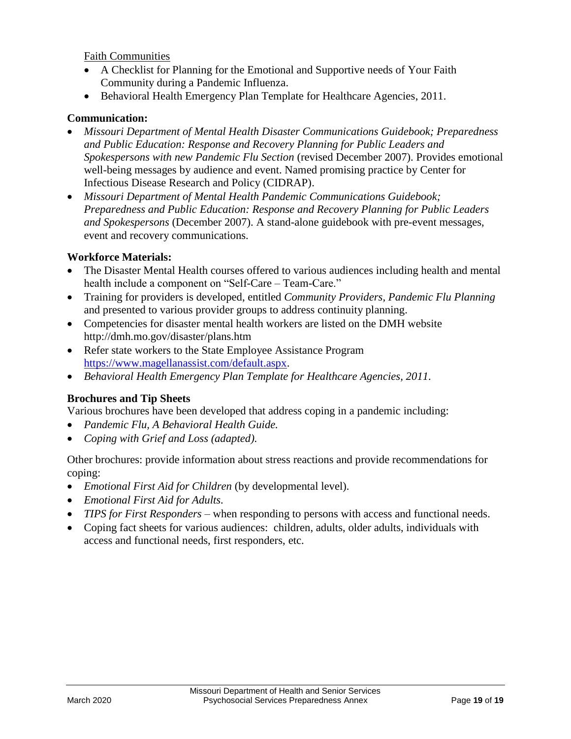Faith Communities

- A Checklist for Planning for the Emotional and Supportive needs of Your Faith Community during a Pandemic Influenza.
- Behavioral Health Emergency Plan Template for Healthcare Agencies, 2011.

**Communication:**

- *Missouri Department of Mental Health Disaster Communications Guidebook; Preparedness and Public Education: Response and Recovery Planning for Public Leaders and Spokespersons with new Pandemic Flu Section* (revised December 2007). Provides emotional well-being messages by audience and event. Named promising practice by Center for Infectious Disease Research and Policy (CIDRAP).
- *Missouri Department of Mental Health Pandemic Communications Guidebook; Preparedness and Public Education: Response and Recovery Planning for Public Leaders and Spokespersons* (December 2007). A stand-alone guidebook with pre-event messages, event and recovery communications.

**Workforce Materials:**

- The Disaster Mental Health courses offered to various audiences including health and mental health include a component on "Self-Care – Team-Care."
- Training for providers is developed, entitled *Community Providers, Pandemic Flu Planning* and presented to various provider groups to address continuity planning.
- Competencies for disaster mental health workers are listed on the DMH website http://dmh.mo.gov/disaster/plans.htm
- Refer state workers to the State Employee Assistance Program https://www.magellanassist.com/default.aspx.
- *Behavioral Health Emergency Plan Template for Healthcare Agencies, 2011.*

**Brochures and Tip Sheets**

Various brochures have been developed that address coping in a pandemic including:

- *Pandemic Flu, A Behavioral Health Guide.*
- *Coping with Grief and Loss (adapted).*

Other brochures: provide information about stress reactions and provide recommendations for coping:

- *Emotional First Aid for Children* (by developmental level).
- *Emotional First Aid for Adults.*
- *TIPS for First Responders* – when responding to persons with access and functional needs.
- Coping fact sheets for various audiences: children, adults, older adults, individuals with access and functional needs, first responders, etc.